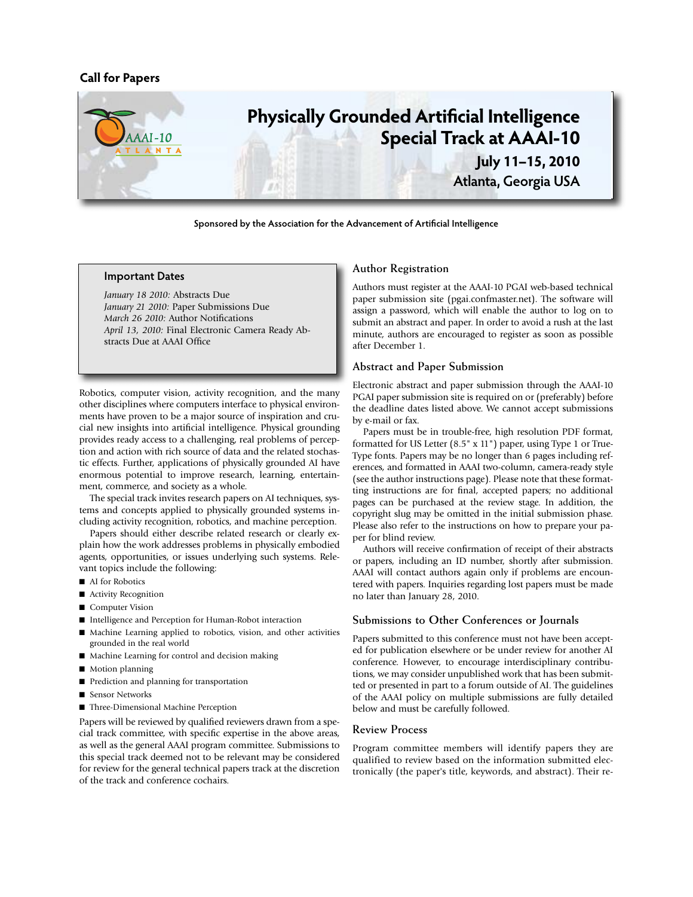Call for Papers

# Physically Grounded Artificial Intelligence Special Track at AAAI-10

**July 11–15, 2010**

**Atlanta, Georgia USA**

**Sponsored by the Association for the Advancement of Artificial Intelligence**

## Important Dates

*January 18 2010:* Abstracts Due
*January 21 2010:* Paper Submissions Due
*March 26 2010:* Author Notifications
*April 13, 2010:* Final Electronic Camera Ready Abstracts Due at AAAI Office

Robotics, computer vision, activity recognition, and the many other disciplines where computers interface to physical environments have proven to be a major source of inspiration and crucial new insights into artificial intelligence. Physical grounding provides ready access to a challenging, real problems of perception and action with rich source of data and the related stochastic effects. Further, applications of physically grounded AI have enormous potential to improve research, learning, entertainment, commerce, and society as a whole.

The special track invites research papers on AI techniques, systems and concepts applied to physically grounded systems including activity recognition, robotics, and machine perception.

Papers should either describe related research or clearly explain how the work addresses problems in physically embodied agents, opportunities, or issues underlying such systems. Relevant topics include the following:

- AI for Robotics
- Activity Recognition
- Computer Vision
- Intelligence and Perception for Human-Robot interaction
- Machine Learning applied to robotics, vision, and other activities grounded in the real world
- Machine Learning for control and decision making
- Motion planning
- Prediction and planning for transportation
- Sensor Networks
- Three-Dimensional Machine Perception

Papers will be reviewed by qualified reviewers drawn from a special track committee, with specific expertise in the above areas, as well as the general AAAI program committee. Submissions to this special track deemed not to be relevant may be considered for review for the general technical papers track at the discretion of the track and conference cochairs.

## Author Registration

Authors must register at the AAAI-10 PGAI web-based technical paper submission site (pgai.confmaster.net). The software will assign a password, which will enable the author to log on to submit an abstract and paper. In order to avoid a rush at the last minute, authors are encouraged to register as soon as possible after December 1.

## Abstract and Paper Submission

Electronic abstract and paper submission through the AAAI-10 PGAI paper submission site is required on or (preferably) before the deadline dates listed above. We cannot accept submissions by e-mail or fax.

Papers must be in trouble-free, high resolution PDF format, formatted for US Letter (8.5" x 11") paper, using Type 1 or TrueType fonts. Papers may be no longer than 6 pages including references, and formatted in AAAI two-column, camera-ready style (see the author instructions page). Please note that these formatting instructions are for final, accepted papers; no additional pages can be purchased at the review stage. In addition, the copyright slug may be omitted in the initial submission phase. Please also refer to the instructions on how to prepare your paper for blind review.

Authors will receive confirmation of receipt of their abstracts or papers, including an ID number, shortly after submission. AAAI will contact authors again only if problems are encountered with papers. Inquiries regarding lost papers must be made no later than January 28, 2010.

## Submissions to Other Conferences or Journals

Papers submitted to this conference must not have been accepted for publication elsewhere or be under review for another AI conference. However, to encourage interdisciplinary contributions, we may consider unpublished work that has been submitted or presented in part to a forum outside of AI. The guidelines of the AAAI policy on multiple submissions are fully detailed below and must be carefully followed.

## Review Process

Program committee members will identify papers they are qualified to review based on the information submitted electronically (the paper's title, keywords, and abstract). Their re-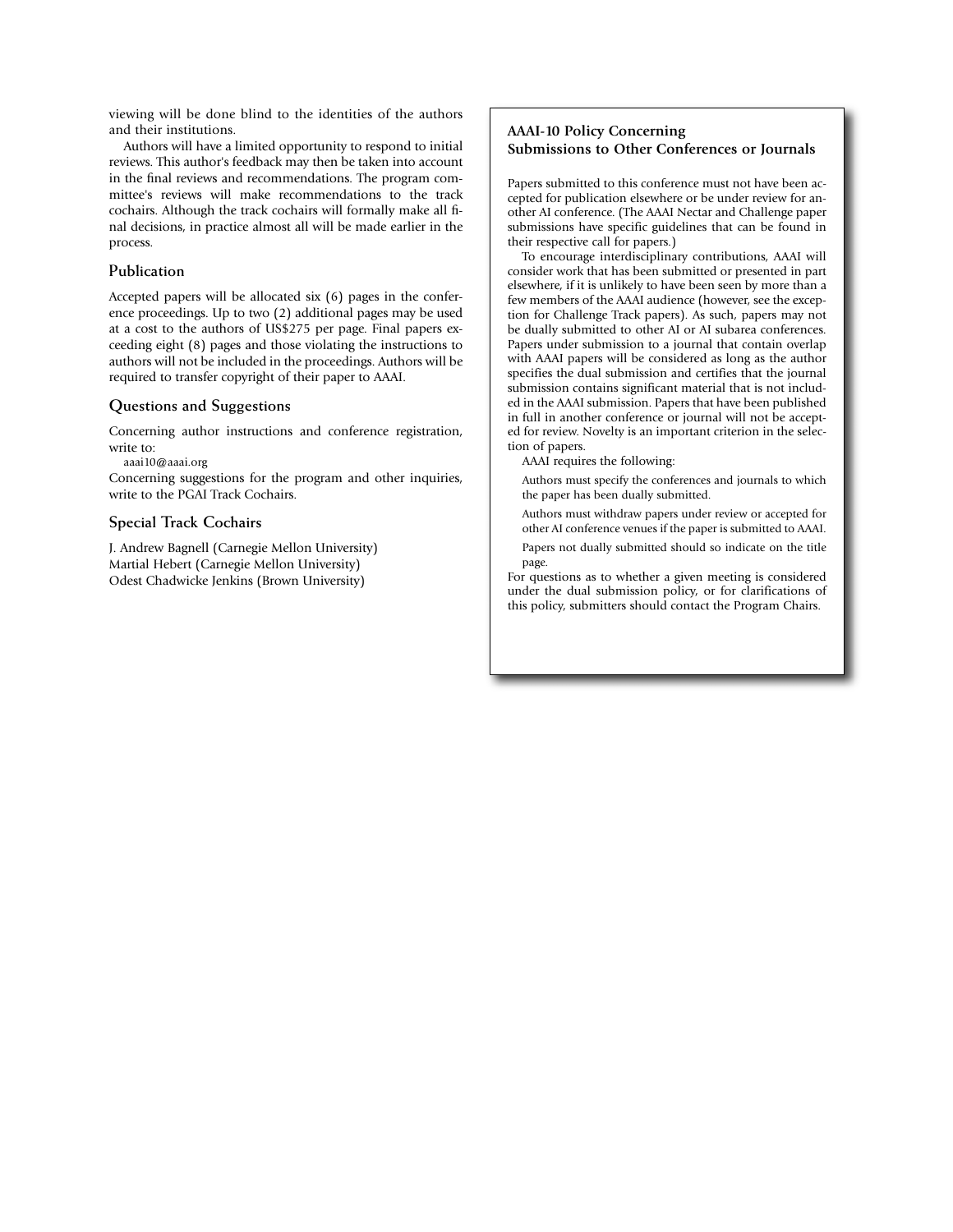viewing will be done blind to the identities of the authors and their institutions.

Authors will have a limited opportunity to respond to initial reviews. This author's feedback may then be taken into account in the final reviews and recommendations. The program committee's reviews will make recommendations to the track cochairs. Although the track cochairs will formally make all final decisions, in practice almost all will be made earlier in the process.

## Publication

Accepted papers will be allocated six (6) pages in the conference proceedings. Up to two (2) additional pages may be used at a cost to the authors of US$275 per page. Final papers exceeding eight (8) pages and those violating the instructions to authors will not be included in the proceedings. Authors will be required to transfer copyright of their paper to AAAI.

## Questions and Suggestions

Concerning author instructions and conference registration, write to:

aaai10@aaai.org

Concerning suggestions for the program and other inquiries, write to the PGAI Track Cochairs.

## Special Track Cochairs

J. Andrew Bagnell (Carnegie Mellon University)
Martial Hebert (Carnegie Mellon University)
Odest Chadwicke Jenkins (Brown University)

### AAAI-10 Policy Concerning Submissions to Other Conferences or Journals

Papers submitted to this conference must not have been accepted for publication elsewhere or be under review for another AI conference. (The AAAI Nectar and Challenge paper submissions have specific guidelines that can be found in their respective call for papers.)

To encourage interdisciplinary contributions, AAAI will consider work that has been submitted or presented in part elsewhere, if it is unlikely to have been seen by more than a few members of the AAAI audience (however, see the exception for Challenge Track papers). As such, papers may not be dually submitted to other AI or AI subarea conferences. Papers under submission to a journal that contain overlap with AAAI papers will be considered as long as the author specifies the dual submission and certifies that the journal submission contains significant material that is not included in the AAAI submission. Papers that have been published in full in another conference or journal will not be accepted for review. Novelty is an important criterion in the selection of papers.

AAAI requires the following:

Authors must specify the conferences and journals to which the paper has been dually submitted.

Authors must withdraw papers under review or accepted for other AI conference venues if the paper is submitted to AAAI.

Papers not dually submitted should so indicate on the title page.

For questions as to whether a given meeting is considered under the dual submission policy, or for clarifications of this policy, submitters should contact the Program Chairs.